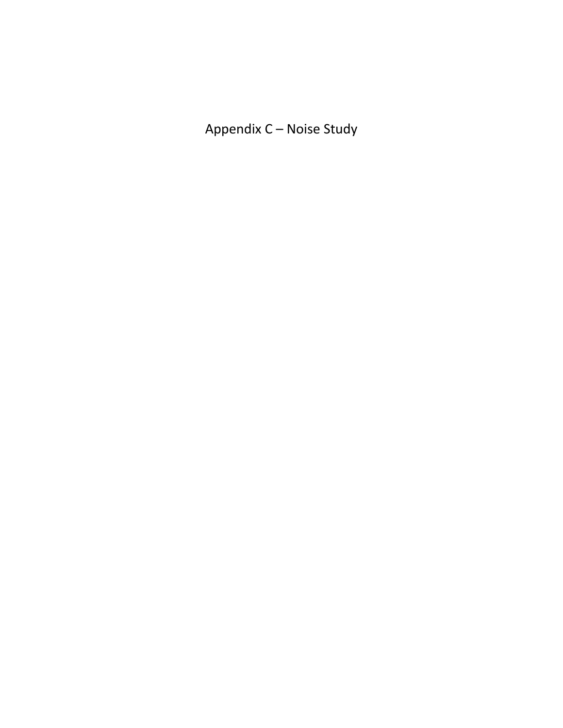# Appendix C – Noise Study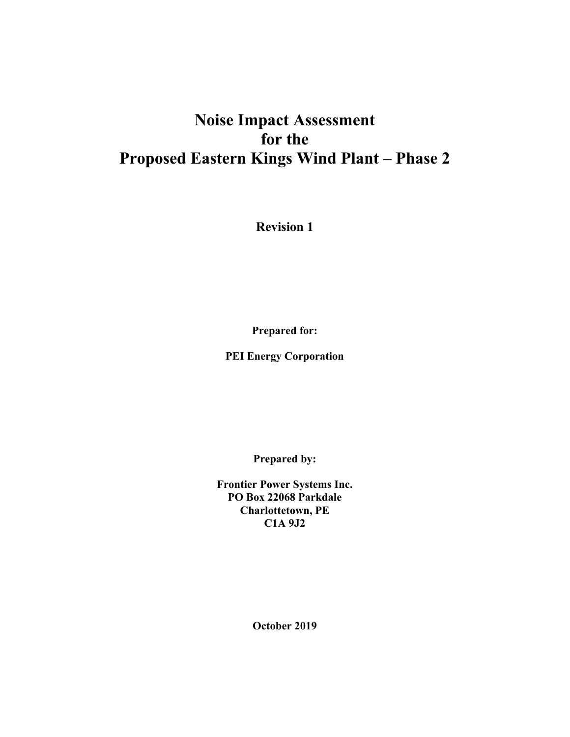# Noise Impact Assessment
# for the
# Proposed Eastern Kings Wind Plant – Phase 2

**Revision 1**

**Prepared for:**

**PEI Energy Corporation**

**Prepared by:**

**Frontier Power Systems Inc.**
**PO Box 22068 Parkdale**
**Charlottetown, PE**
**C1A 9J2**

**October 2019**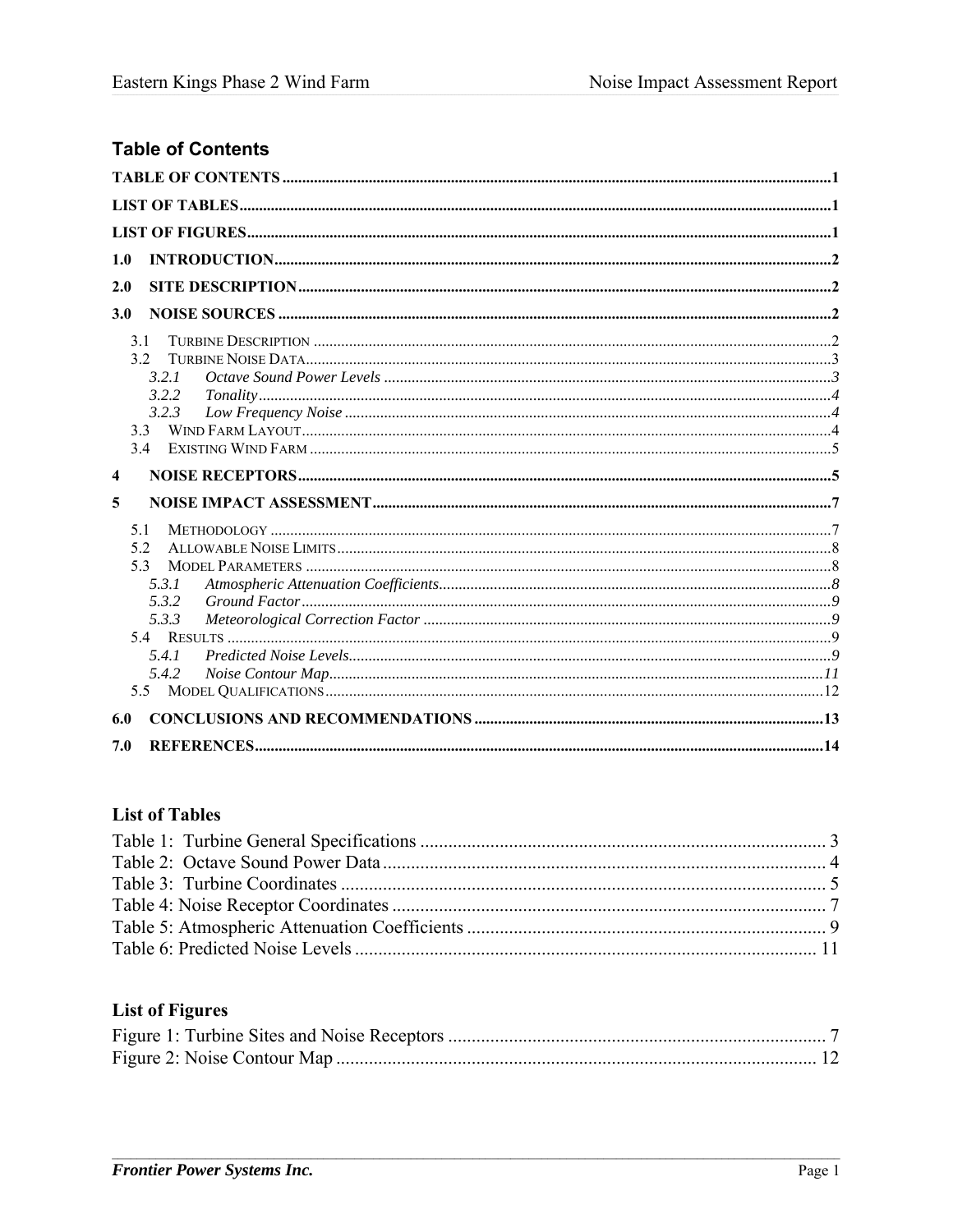## Table of Contents

TABLE OF CONTENTS ........................................................................................................................1

LIST OF TABLES ..............................................................................................................................1

LIST OF FIGURES ............................................................................................................................1

1.0 INTRODUCTION ..........................................................................................................................2

2.0 SITE DESCRIPTION ......................................................................................................................2

3.0 NOISE SOURCES ..........................................................................................................................2

- 3.1 TURBINE DESCRIPTION ..........................................................................................................2
- 3.2 TURBINE NOISE DATA ...........................................................................................................3
  - *3.2.1 Octave Sound Power Levels* ...............................................................................................3
  - *3.2.2 Tonality* ...............................................................................................................................4
  - *3.2.3 Low Frequency Noise* ..........................................................................................................4
- 3.3 WIND FARM LAYOUT ..............................................................................................................4
- 3.4 EXISTING WIND FARM ............................................................................................................5

4 NOISE RECEPTORS ...........................................................................................................................5

5 NOISE IMPACT ASSESSMENT ..........................................................................................................7

- 5.1 METHODOLOGY .......................................................................................................................7
- 5.2 ALLOWABLE NOISE LIMITS ....................................................................................................8
- 5.3 MODEL PARAMETERS ..............................................................................................................8
  - *5.3.1 Atmospheric Attenuation Coefficients* ..................................................................................8
  - *5.3.2 Ground Factor* ......................................................................................................................9
  - *5.3.3 Meteorological Correction Factor* ........................................................................................9
- 5.4 RESULTS ..................................................................................................................................9
  - *5.4.1 Predicted Noise Levels* .........................................................................................................9
  - *5.4.2 Noise Contour Map* ..............................................................................................................11
- 5.5 MODEL QUALIFICATIONS .......................................................................................................12

6.0 CONCLUSIONS AND RECOMMENDATIONS ..................................................................................13

7.0 REFERENCES ..............................................................................................................................14

## List of Tables

Table 1: Turbine General Specifications ........................................................................................ 3
Table 2: Octave Sound Power Data ............................................................................................... 4
Table 3: Turbine Coordinates ........................................................................................................ 5
Table 4: Noise Receptor Coordinates ............................................................................................. 7
Table 5: Atmospheric Attenuation Coefficients ............................................................................. 9
Table 6: Predicted Noise Levels ................................................................................................... 11

## List of Figures

Figure 1: Turbine Sites and Noise Receptors ................................................................................. 7
Figure 2: Noise Contour Map ....................................................................................................... 12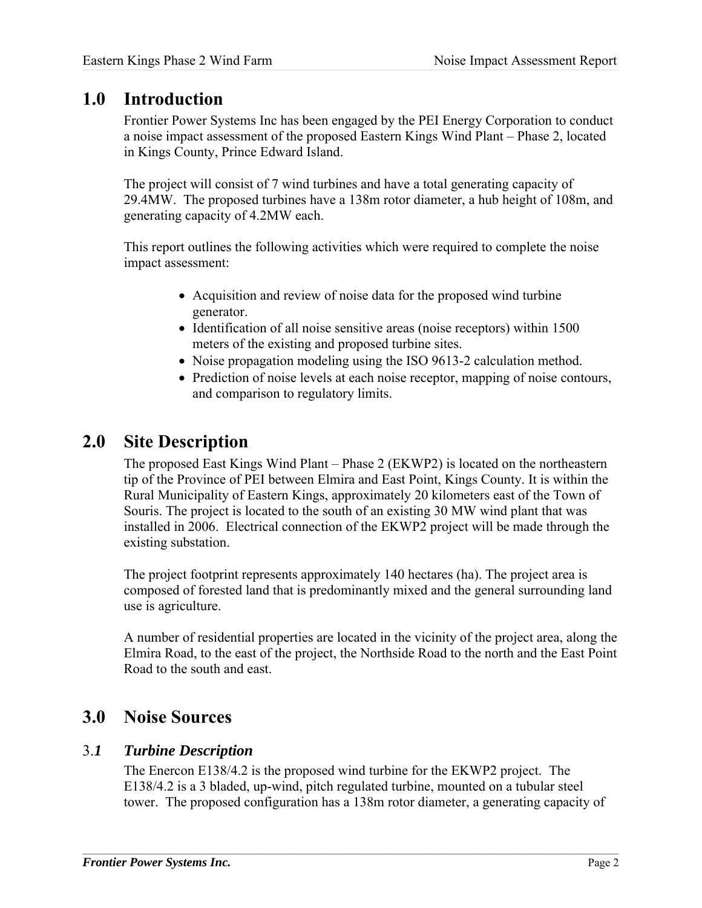# 1.0 Introduction

Frontier Power Systems Inc has been engaged by the PEI Energy Corporation to conduct a noise impact assessment of the proposed Eastern Kings Wind Plant – Phase 2, located in Kings County, Prince Edward Island.

The project will consist of 7 wind turbines and have a total generating capacity of 29.4MW. The proposed turbines have a 138m rotor diameter, a hub height of 108m, and generating capacity of 4.2MW each.

This report outlines the following activities which were required to complete the noise impact assessment:

- Acquisition and review of noise data for the proposed wind turbine generator.
- Identification of all noise sensitive areas (noise receptors) within 1500 meters of the existing and proposed turbine sites.
- Noise propagation modeling using the ISO 9613-2 calculation method.
- Prediction of noise levels at each noise receptor, mapping of noise contours, and comparison to regulatory limits.

# 2.0 Site Description

The proposed East Kings Wind Plant – Phase 2 (EKWP2) is located on the northeastern tip of the Province of PEI between Elmira and East Point, Kings County. It is within the Rural Municipality of Eastern Kings, approximately 20 kilometers east of the Town of Souris. The project is located to the south of an existing 30 MW wind plant that was installed in 2006. Electrical connection of the EKWP2 project will be made through the existing substation.

The project footprint represents approximately 140 hectares (ha). The project area is composed of forested land that is predominantly mixed and the general surrounding land use is agriculture.

A number of residential properties are located in the vicinity of the project area, along the Elmira Road, to the east of the project, the Northside Road to the north and the East Point Road to the south and east.

# 3.0 Noise Sources

## 3.*1* *Turbine Description*

The Enercon E138/4.2 is the proposed wind turbine for the EKWP2 project. The E138/4.2 is a 3 bladed, up-wind, pitch regulated turbine, mounted on a tubular steel tower. The proposed configuration has a 138m rotor diameter, a generating capacity of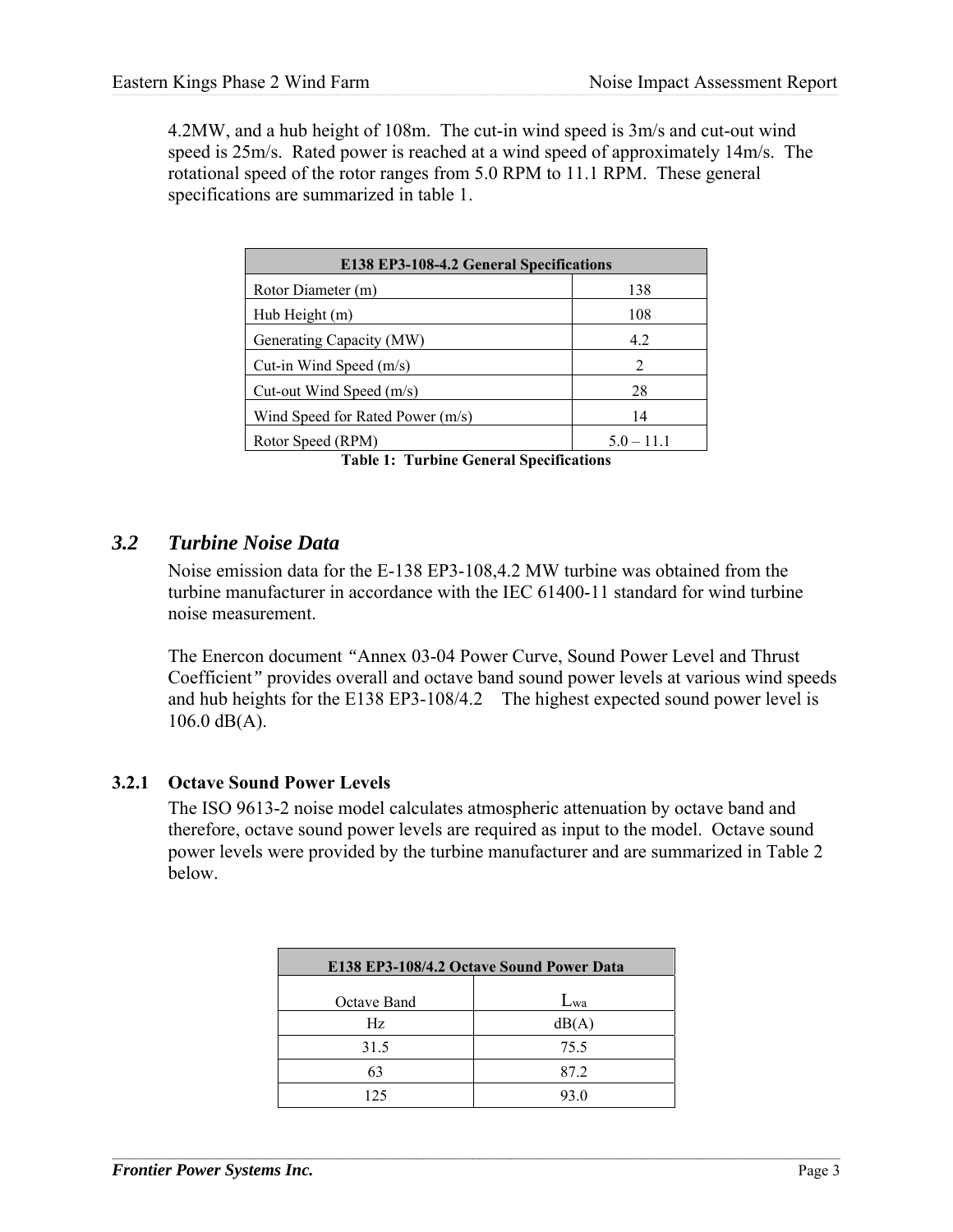4.2MW, and a hub height of 108m. The cut-in wind speed is 3m/s and cut-out wind speed is 25m/s. Rated power is reached at a wind speed of approximately 14m/s. The rotational speed of the rotor ranges from 5.0 RPM to 11.1 RPM. These general specifications are summarized in table 1.

| E138 EP3-108-4.2 General Specifications | |
|---|---|
| Rotor Diameter (m) | 138 |
| Hub Height (m) | 108 |
| Generating Capacity (MW) | 4.2 |
| Cut-in Wind Speed (m/s) | 2 |
| Cut-out Wind Speed (m/s) | 28 |
| Wind Speed for Rated Power (m/s) | 14 |
| Rotor Speed (RPM) | 5.0 – 11.1 |

**Table 1: Turbine General Specifications**

## *3.2 Turbine Noise Data*

Noise emission data for the E-138 EP3-108,4.2 MW turbine was obtained from the turbine manufacturer in accordance with the IEC 61400-11 standard for wind turbine noise measurement.

The Enercon document *"*Annex 03-04 Power Curve, Sound Power Level and Thrust Coefficient*"* provides overall and octave band sound power levels at various wind speeds and hub heights for the E138 EP3-108/4.2 The highest expected sound power level is 106.0 dB(A).

### 3.2.1 Octave Sound Power Levels

The ISO 9613-2 noise model calculates atmospheric attenuation by octave band and therefore, octave sound power levels are required as input to the model. Octave sound power levels were provided by the turbine manufacturer and are summarized in Table 2 below.

| E138 EP3-108/4.2 Octave Sound Power Data | |
|---|---|
| Octave Band | $L_{wa}$ |
| Hz | dB(A) |
| 31.5 | 75.5 |
| 63 | 87.2 |
| 125 | 93.0 |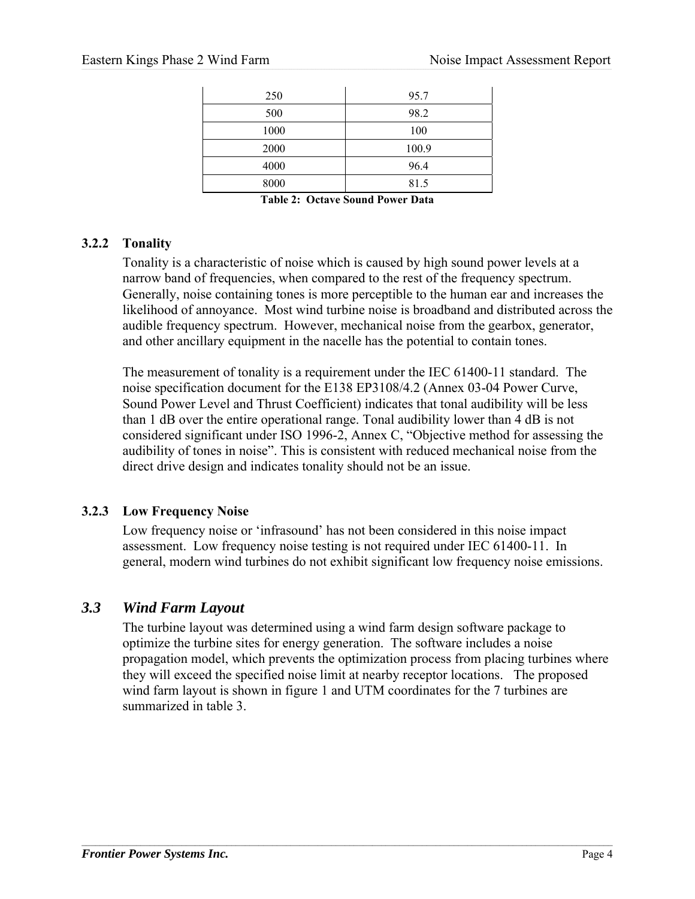| 250 | 95.7 |
|---|---|
| 500 | 98.2 |
| 1000 | 100 |
| 2000 | 100.9 |
| 4000 | 96.4 |
| 8000 | 81.5 |

**Table 2: Octave Sound Power Data**

### 3.2.2 Tonality

Tonality is a characteristic of noise which is caused by high sound power levels at a narrow band of frequencies, when compared to the rest of the frequency spectrum. Generally, noise containing tones is more perceptible to the human ear and increases the likelihood of annoyance. Most wind turbine noise is broadband and distributed across the audible frequency spectrum. However, mechanical noise from the gearbox, generator, and other ancillary equipment in the nacelle has the potential to contain tones.

The measurement of tonality is a requirement under the IEC 61400-11 standard. The noise specification document for the E138 EP3108/4.2 (Annex 03-04 Power Curve, Sound Power Level and Thrust Coefficient) indicates that tonal audibility will be less than 1 dB over the entire operational range. Tonal audibility lower than 4 dB is not considered significant under ISO 1996-2, Annex C, “Objective method for assessing the audibility of tones in noise”. This is consistent with reduced mechanical noise from the direct drive design and indicates tonality should not be an issue.

### 3.2.3 Low Frequency Noise

Low frequency noise or ‘infrasound’ has not been considered in this noise impact assessment. Low frequency noise testing is not required under IEC 61400-11. In general, modern wind turbines do not exhibit significant low frequency noise emissions.

## *3.3 Wind Farm Layout*

The turbine layout was determined using a wind farm design software package to optimize the turbine sites for energy generation. The software includes a noise propagation model, which prevents the optimization process from placing turbines where they will exceed the specified noise limit at nearby receptor locations. The proposed wind farm layout is shown in figure 1 and UTM coordinates for the 7 turbines are summarized in table 3.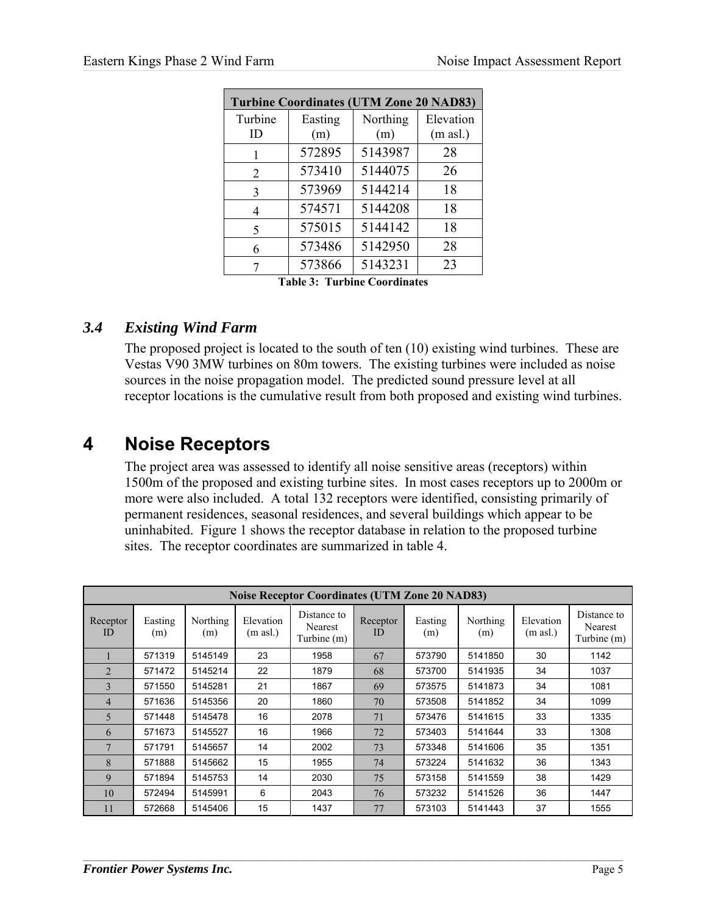| Turbine Coordinates (UTM Zone 20 NAD83) | | | |
|---|---|---|---|
| Turbine ID | Easting (m) | Northing (m) | Elevation (m asl.) |
| 1 | 572895 | 5143987 | 28 |
| 2 | 573410 | 5144075 | 26 |
| 3 | 573969 | 5144214 | 18 |
| 4 | 574571 | 5144208 | 18 |
| 5 | 575015 | 5144142 | 18 |
| 6 | 573486 | 5142950 | 28 |
| 7 | 573866 | 5143231 | 23 |

**Table 3: Turbine Coordinates**

### *3.4 Existing Wind Farm*

The proposed project is located to the south of ten (10) existing wind turbines. These are Vestas V90 3MW turbines on 80m towers. The existing turbines were included as noise sources in the noise propagation model. The predicted sound pressure level at all receptor locations is the cumulative result from both proposed and existing wind turbines.

# 4 Noise Receptors

The project area was assessed to identify all noise sensitive areas (receptors) within 1500m of the proposed and existing turbine sites. In most cases receptors up to 2000m or more were also included. A total 132 receptors were identified, consisting primarily of permanent residences, seasonal residences, and several buildings which appear to be uninhabited. Figure 1 shows the receptor database in relation to the proposed turbine sites. The receptor coordinates are summarized in table 4.

| Noise Receptor Coordinates (UTM Zone 20 NAD83) | | | | | | | | | |
|---|---|---|---|---|---|---|---|---|---|
| Receptor ID | Easting (m) | Northing (m) | Elevation (m asl.) | Distance to Nearest Turbine (m) | Receptor ID | Easting (m) | Northing (m) | Elevation (m asl.) | Distance to Nearest Turbine (m) |
| 1 | 571319 | 5145149 | 23 | 1958 | 67 | 573790 | 5141850 | 30 | 1142 |
| 2 | 571472 | 5145214 | 22 | 1879 | 68 | 573700 | 5141935 | 34 | 1037 |
| 3 | 571550 | 5145281 | 21 | 1867 | 69 | 573575 | 5141873 | 34 | 1081 |
| 4 | 571636 | 5145356 | 20 | 1860 | 70 | 573508 | 5141852 | 34 | 1099 |
| 5 | 571448 | 5145478 | 16 | 2078 | 71 | 573476 | 5141615 | 33 | 1335 |
| 6 | 571673 | 5145527 | 16 | 1966 | 72 | 573403 | 5141644 | 33 | 1308 |
| 7 | 571791 | 5145657 | 14 | 2002 | 73 | 573348 | 5141606 | 35 | 1351 |
| 8 | 571888 | 5145662 | 15 | 1955 | 74 | 573224 | 5141632 | 36 | 1343 |
| 9 | 571894 | 5145753 | 14 | 2030 | 75 | 573158 | 5141559 | 38 | 1429 |
| 10 | 572494 | 5145991 | 6 | 2043 | 76 | 573232 | 5141526 | 36 | 1447 |
| 11 | 572668 | 5145406 | 15 | 1437 | 77 | 573103 | 5141443 | 37 | 1555 |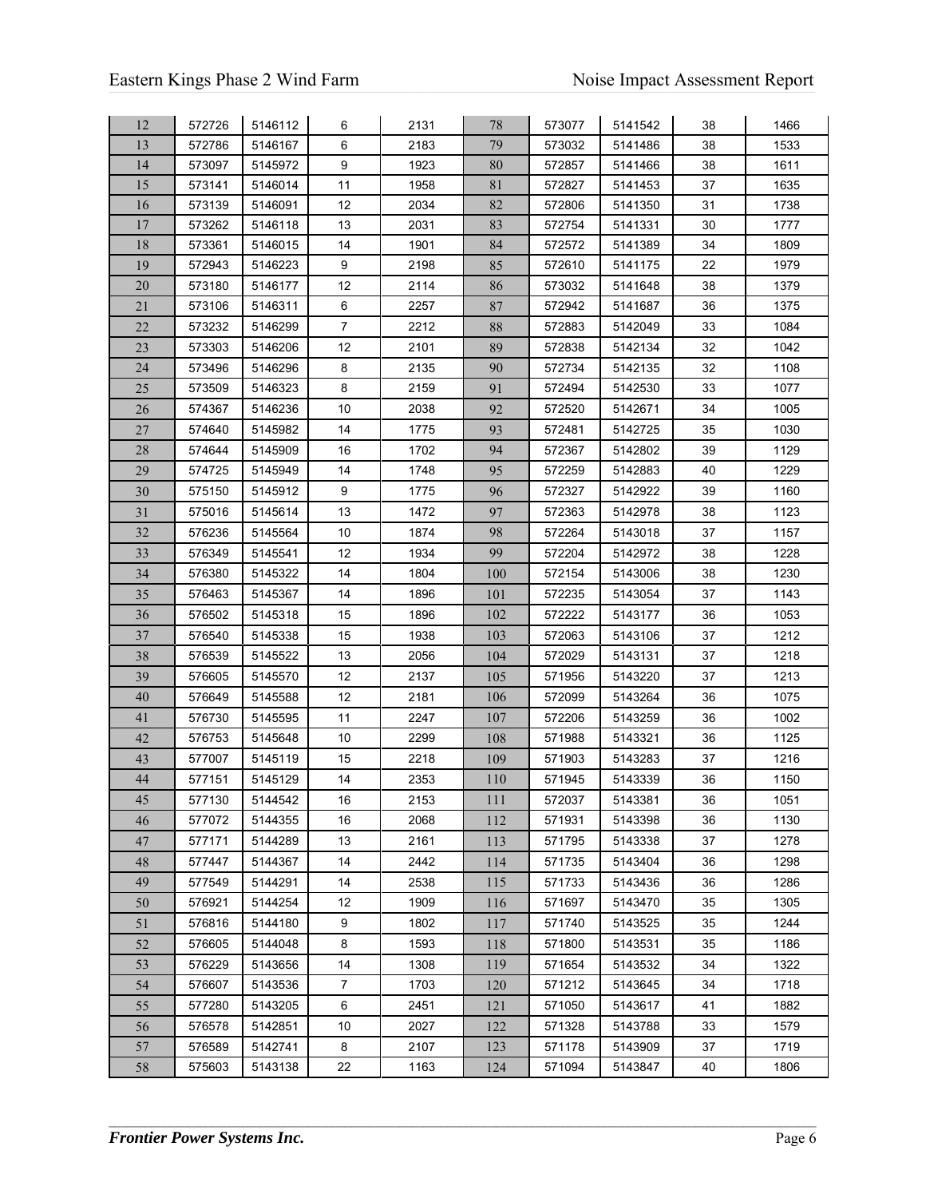| 12 | 572726 | 5146112 | 6 | 2131 | 78 | 573077 | 5141542 | 38 | 1466 |
|---|---|---|---|---|---|---|---|---|---|
| 13 | 572786 | 5146167 | 6 | 2183 | 79 | 573032 | 5141486 | 38 | 1533 |
| 14 | 573097 | 5145972 | 9 | 1923 | 80 | 572857 | 5141466 | 38 | 1611 |
| 15 | 573141 | 5146014 | 11 | 1958 | 81 | 572827 | 5141453 | 37 | 1635 |
| 16 | 573139 | 5146091 | 12 | 2034 | 82 | 572806 | 5141350 | 31 | 1738 |
| 17 | 573262 | 5146118 | 13 | 2031 | 83 | 572754 | 5141331 | 30 | 1777 |
| 18 | 573361 | 5146015 | 14 | 1901 | 84 | 572572 | 5141389 | 34 | 1809 |
| 19 | 572943 | 5146223 | 9 | 2198 | 85 | 572610 | 5141175 | 22 | 1979 |
| 20 | 573180 | 5146177 | 12 | 2114 | 86 | 573032 | 5141648 | 38 | 1379 |
| 21 | 573106 | 5146311 | 6 | 2257 | 87 | 572942 | 5141687 | 36 | 1375 |
| 22 | 573232 | 5146299 | 7 | 2212 | 88 | 572883 | 5142049 | 33 | 1084 |
| 23 | 573303 | 5146206 | 12 | 2101 | 89 | 572838 | 5142134 | 32 | 1042 |
| 24 | 573496 | 5146296 | 8 | 2135 | 90 | 572734 | 5142135 | 32 | 1108 |
| 25 | 573509 | 5146323 | 8 | 2159 | 91 | 572494 | 5142530 | 33 | 1077 |
| 26 | 574367 | 5146236 | 10 | 2038 | 92 | 572520 | 5142671 | 34 | 1005 |
| 27 | 574640 | 5145982 | 14 | 1775 | 93 | 572481 | 5142725 | 35 | 1030 |
| 28 | 574644 | 5145909 | 16 | 1702 | 94 | 572367 | 5142802 | 39 | 1129 |
| 29 | 574725 | 5145949 | 14 | 1748 | 95 | 572259 | 5142883 | 40 | 1229 |
| 30 | 575150 | 5145912 | 9 | 1775 | 96 | 572327 | 5142922 | 39 | 1160 |
| 31 | 575016 | 5145614 | 13 | 1472 | 97 | 572363 | 5142978 | 38 | 1123 |
| 32 | 576236 | 5145564 | 10 | 1874 | 98 | 572264 | 5143018 | 37 | 1157 |
| 33 | 576349 | 5145541 | 12 | 1934 | 99 | 572204 | 5142972 | 38 | 1228 |
| 34 | 576380 | 5145322 | 14 | 1804 | 100 | 572154 | 5143006 | 38 | 1230 |
| 35 | 576463 | 5145367 | 14 | 1896 | 101 | 572235 | 5143054 | 37 | 1143 |
| 36 | 576502 | 5145318 | 15 | 1896 | 102 | 572222 | 5143177 | 36 | 1053 |
| 37 | 576540 | 5145338 | 15 | 1938 | 103 | 572063 | 5143106 | 37 | 1212 |
| 38 | 576539 | 5145522 | 13 | 2056 | 104 | 572029 | 5143131 | 37 | 1218 |
| 39 | 576605 | 5145570 | 12 | 2137 | 105 | 571956 | 5143220 | 37 | 1213 |
| 40 | 576649 | 5145588 | 12 | 2181 | 106 | 572099 | 5143264 | 36 | 1075 |
| 41 | 576730 | 5145595 | 11 | 2247 | 107 | 572206 | 5143259 | 36 | 1002 |
| 42 | 576753 | 5145648 | 10 | 2299 | 108 | 571988 | 5143321 | 36 | 1125 |
| 43 | 577007 | 5145119 | 15 | 2218 | 109 | 571903 | 5143283 | 37 | 1216 |
| 44 | 577151 | 5145129 | 14 | 2353 | 110 | 571945 | 5143339 | 36 | 1150 |
| 45 | 577130 | 5144542 | 16 | 2153 | 111 | 572037 | 5143381 | 36 | 1051 |
| 46 | 577072 | 5144355 | 16 | 2068 | 112 | 571931 | 5143398 | 36 | 1130 |
| 47 | 577171 | 5144289 | 13 | 2161 | 113 | 571795 | 5143338 | 37 | 1278 |
| 48 | 577447 | 5144367 | 14 | 2442 | 114 | 571735 | 5143404 | 36 | 1298 |
| 49 | 577549 | 5144291 | 14 | 2538 | 115 | 571733 | 5143436 | 36 | 1286 |
| 50 | 576921 | 5144254 | 12 | 1909 | 116 | 571697 | 5143470 | 35 | 1305 |
| 51 | 576816 | 5144180 | 9 | 1802 | 117 | 571740 | 5143525 | 35 | 1244 |
| 52 | 576605 | 5144048 | 8 | 1593 | 118 | 571800 | 5143531 | 35 | 1186 |
| 53 | 576229 | 5143656 | 14 | 1308 | 119 | 571654 | 5143532 | 34 | 1322 |
| 54 | 576607 | 5143536 | 7 | 1703 | 120 | 571212 | 5143645 | 34 | 1718 |
| 55 | 577280 | 5143205 | 6 | 2451 | 121 | 571050 | 5143617 | 41 | 1882 |
| 56 | 576578 | 5142851 | 10 | 2027 | 122 | 571328 | 5143788 | 33 | 1579 |
| 57 | 576589 | 5142741 | 8 | 2107 | 123 | 571178 | 5143909 | 37 | 1719 |
| 58 | 575603 | 5143138 | 22 | 1163 | 124 | 571094 | 5143847 | 40 | 1806 |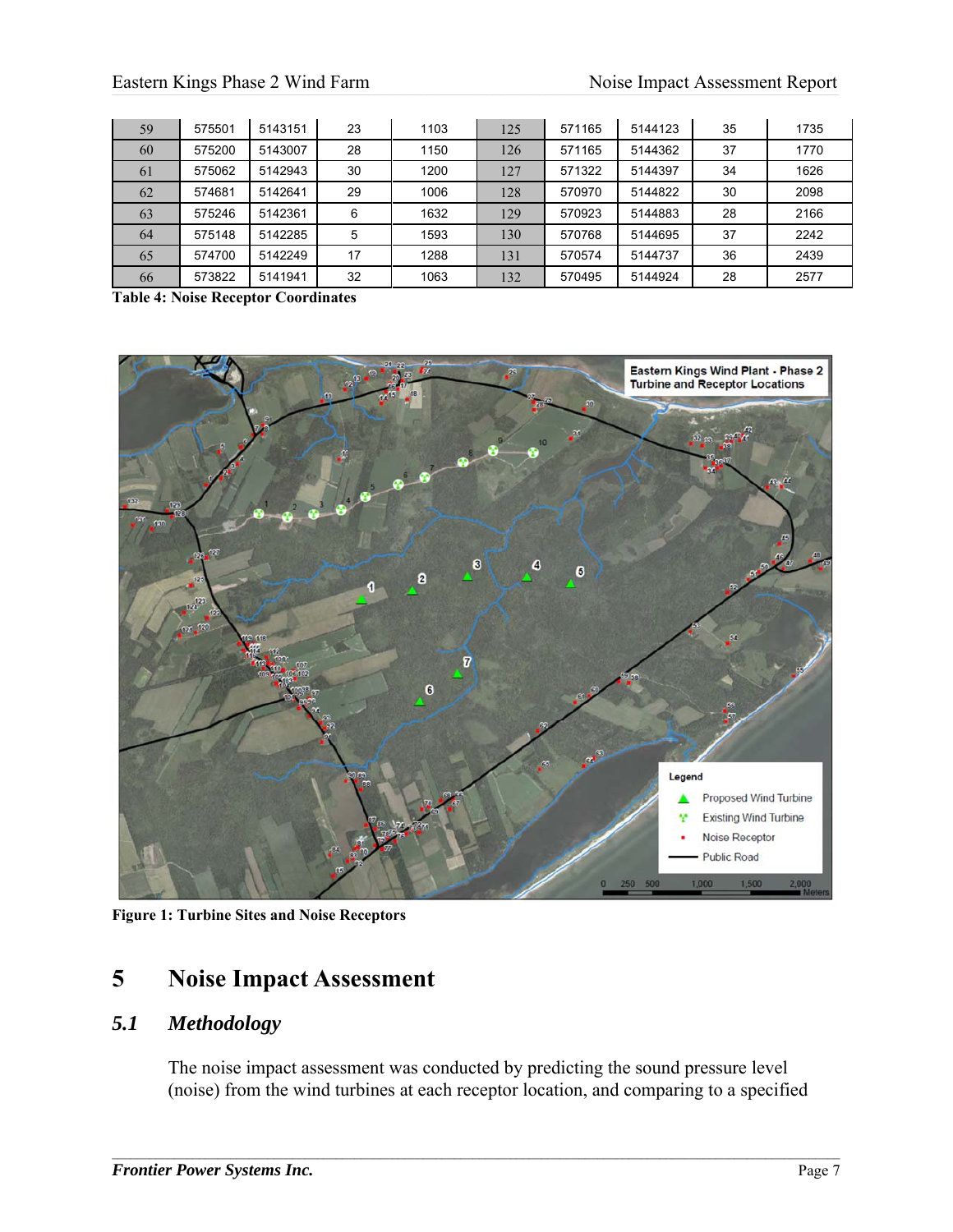| 59 | 575501 | 5143151 | 23 | 1103 | 125 | 571165 | 5144123 | 35 | 1735 |
|---|---|---|---|---|---|---|---|---|---|
| 60 | 575200 | 5143007 | 28 | 1150 | 126 | 571165 | 5144362 | 37 | 1770 |
| 61 | 575062 | 5142943 | 30 | 1200 | 127 | 571322 | 5144397 | 34 | 1626 |
| 62 | 574681 | 5142641 | 29 | 1006 | 128 | 570970 | 5144822 | 30 | 2098 |
| 63 | 575246 | 5142361 | 6 | 1632 | 129 | 570923 | 5144883 | 28 | 2166 |
| 64 | 575148 | 5142285 | 5 | 1593 | 130 | 570768 | 5144695 | 37 | 2242 |
| 65 | 574700 | 5142249 | 17 | 1288 | 131 | 570574 | 5144737 | 36 | 2439 |
| 66 | 573822 | 5141941 | 32 | 1063 | 132 | 570495 | 5144924 | 28 | 2577 |

**Table 4: Noise Receptor Coordinates**

**Figure 1: Turbine Sites and Noise Receptors**

# 5 Noise Impact Assessment

## *5.1 Methodology*

The noise impact assessment was conducted by predicting the sound pressure level (noise) from the wind turbines at each receptor location, and comparing to a specified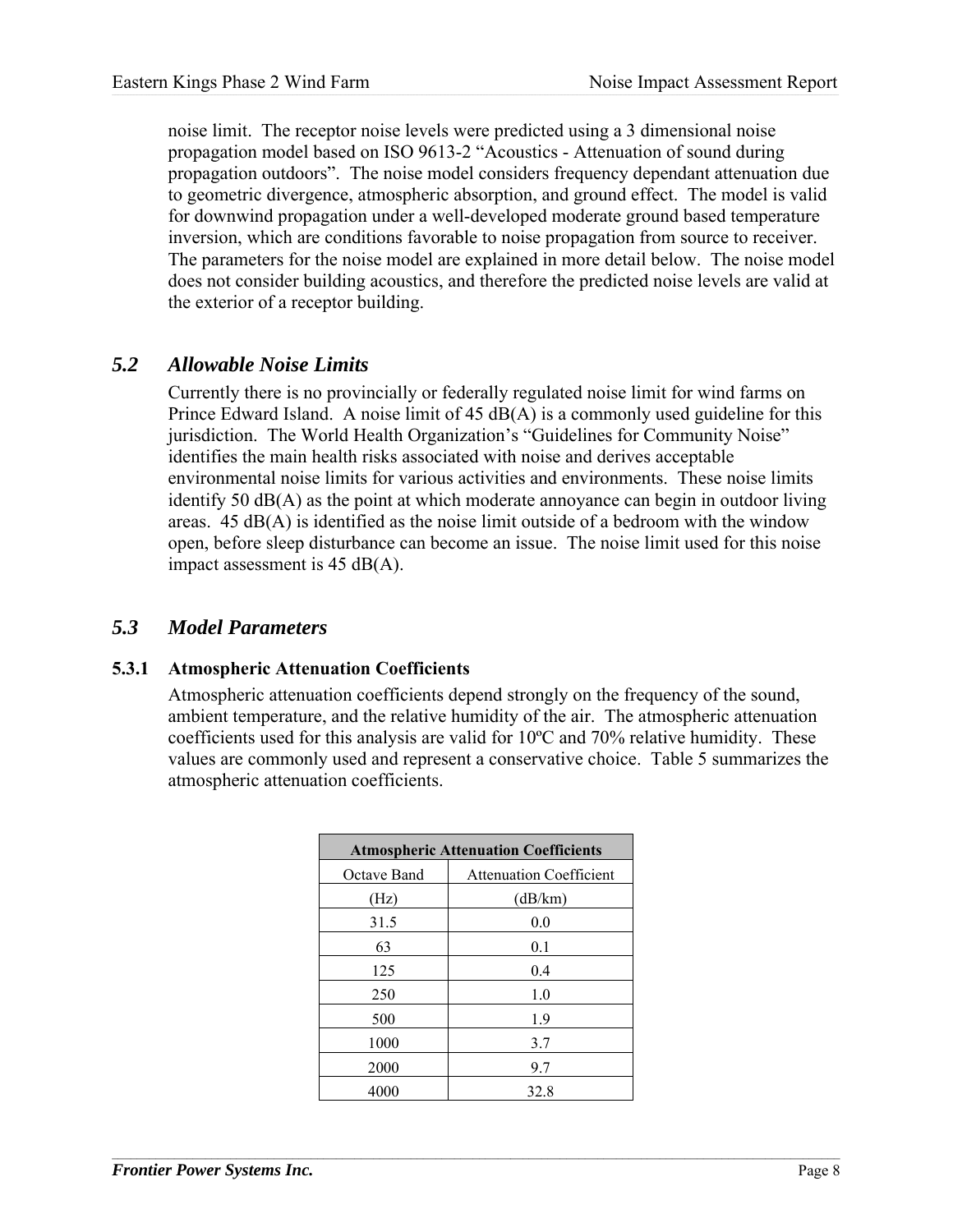noise limit. The receptor noise levels were predicted using a 3 dimensional noise propagation model based on ISO 9613-2 "Acoustics - Attenuation of sound during propagation outdoors". The noise model considers frequency dependant attenuation due to geometric divergence, atmospheric absorption, and ground effect. The model is valid for downwind propagation under a well-developed moderate ground based temperature inversion, which are conditions favorable to noise propagation from source to receiver. The parameters for the noise model are explained in more detail below. The noise model does not consider building acoustics, and therefore the predicted noise levels are valid at the exterior of a receptor building.

## *5.2 Allowable Noise Limits*

Currently there is no provincially or federally regulated noise limit for wind farms on Prince Edward Island. A noise limit of 45 dB(A) is a commonly used guideline for this jurisdiction. The World Health Organization's "Guidelines for Community Noise" identifies the main health risks associated with noise and derives acceptable environmental noise limits for various activities and environments. These noise limits identify 50 dB(A) as the point at which moderate annoyance can begin in outdoor living areas. 45 dB(A) is identified as the noise limit outside of a bedroom with the window open, before sleep disturbance can become an issue. The noise limit used for this noise impact assessment is 45 dB(A).

## *5.3 Model Parameters*

### 5.3.1 Atmospheric Attenuation Coefficients

Atmospheric attenuation coefficients depend strongly on the frequency of the sound, ambient temperature, and the relative humidity of the air. The atmospheric attenuation coefficients used for this analysis are valid for 10ºC and 70% relative humidity. These values are commonly used and represent a conservative choice. Table 5 summarizes the atmospheric attenuation coefficients.

| **Atmospheric Attenuation Coefficients** | |
|---|---|
| Octave Band | Attenuation Coefficient |
| (Hz) | (dB/km) |
| 31.5 | 0.0 |
| 63 | 0.1 |
| 125 | 0.4 |
| 250 | 1.0 |
| 500 | 1.9 |
| 1000 | 3.7 |
| 2000 | 9.7 |
| 4000 | 32.8 |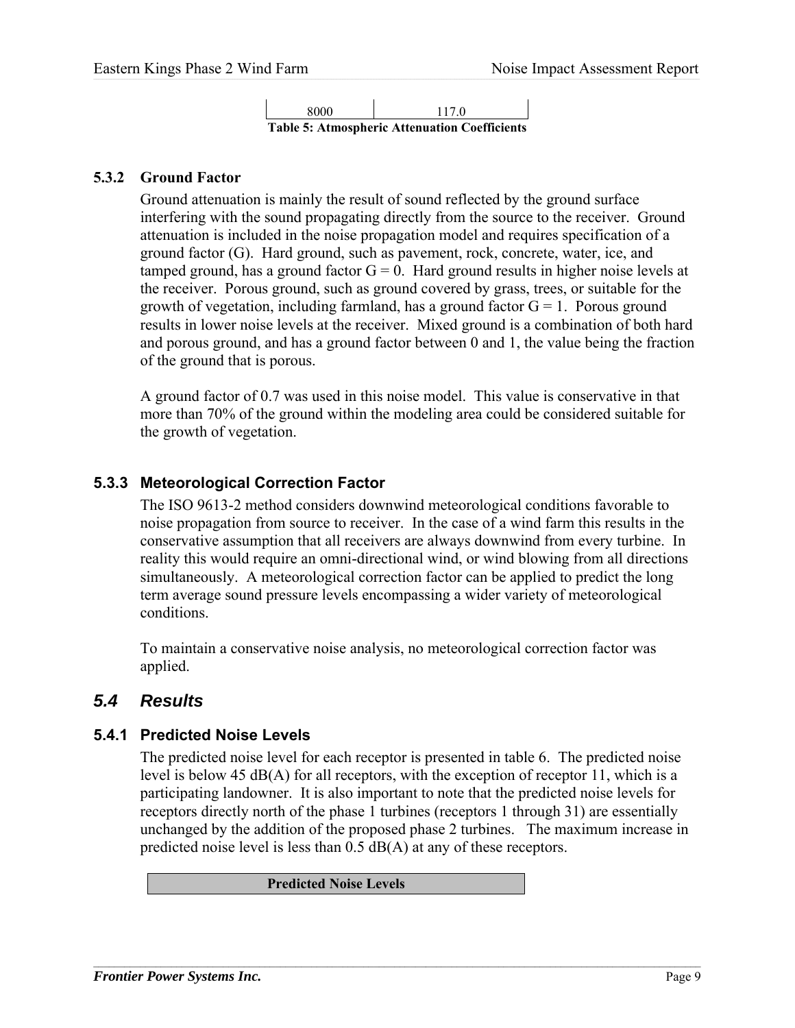| 8000 | 117.0 |
|---|---|

**Table 5: Atmospheric Attenuation Coefficients**

### 5.3.2 Ground Factor

Ground attenuation is mainly the result of sound reflected by the ground surface interfering with the sound propagating directly from the source to the receiver. Ground attenuation is included in the noise propagation model and requires specification of a ground factor (G). Hard ground, such as pavement, rock, concrete, water, ice, and tamped ground, has a ground factor G = 0. Hard ground results in higher noise levels at the receiver. Porous ground, such as ground covered by grass, trees, or suitable for the growth of vegetation, including farmland, has a ground factor G = 1. Porous ground results in lower noise levels at the receiver. Mixed ground is a combination of both hard and porous ground, and has a ground factor between 0 and 1, the value being the fraction of the ground that is porous.

A ground factor of 0.7 was used in this noise model. This value is conservative in that more than 70% of the ground within the modeling area could be considered suitable for the growth of vegetation.

### 5.3.3 Meteorological Correction Factor

The ISO 9613-2 method considers downwind meteorological conditions favorable to noise propagation from source to receiver. In the case of a wind farm this results in the conservative assumption that all receivers are always downwind from every turbine. In reality this would require an omni-directional wind, or wind blowing from all directions simultaneously. A meteorological correction factor can be applied to predict the long term average sound pressure levels encompassing a wider variety of meteorological conditions.

To maintain a conservative noise analysis, no meteorological correction factor was applied.

## *5.4 Results*

### 5.4.1 Predicted Noise Levels

The predicted noise level for each receptor is presented in table 6. The predicted noise level is below 45 dB(A) for all receptors, with the exception of receptor 11, which is a participating landowner. It is also important to note that the predicted noise levels for receptors directly north of the phase 1 turbines (receptors 1 through 31) are essentially unchanged by the addition of the proposed phase 2 turbines. The maximum increase in predicted noise level is less than 0.5 dB(A) at any of these receptors.

| **Predicted Noise Levels** |
|---|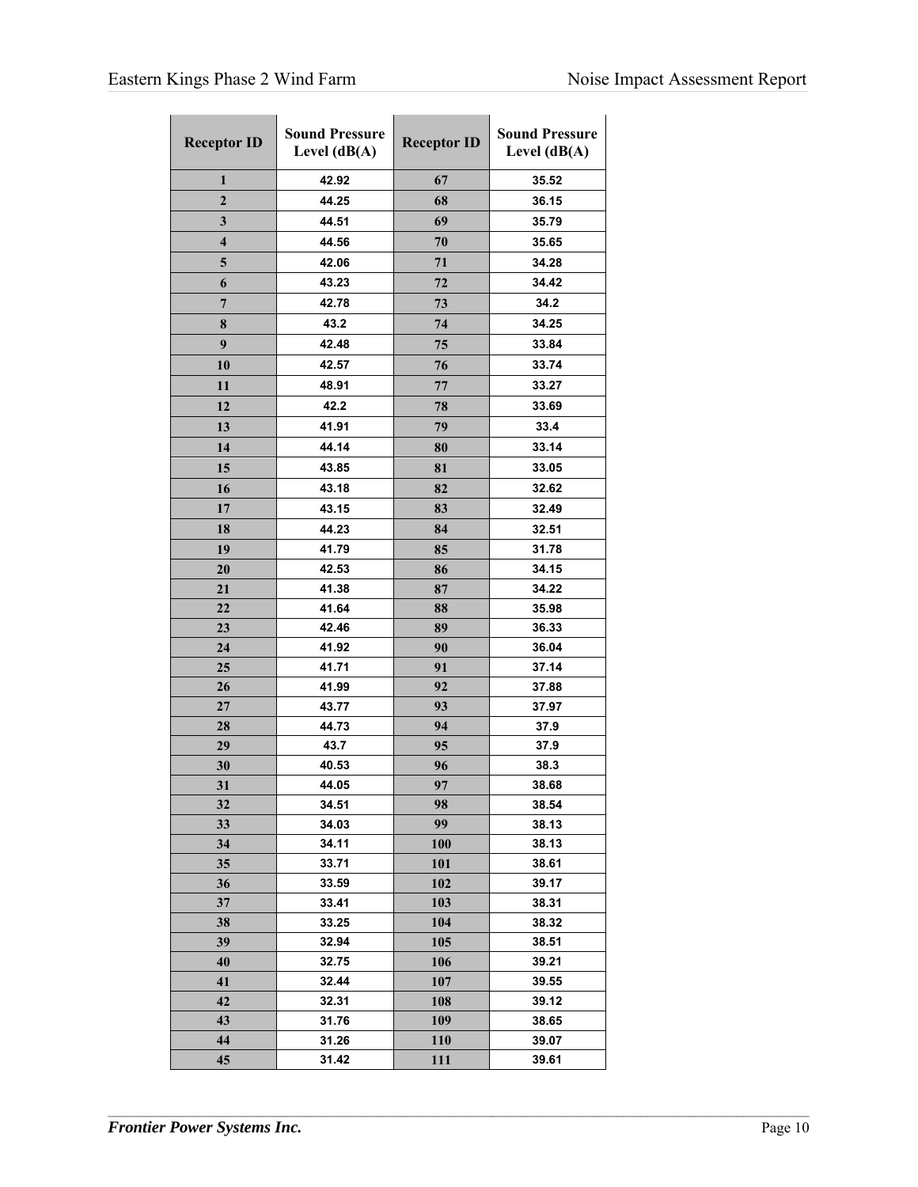| Receptor ID | Sound Pressure Level (dB(A) | Receptor ID | Sound Pressure Level (dB(A) |
|---|---|---|---|
| 1 | 42.92 | 67 | 35.52 |
| 2 | 44.25 | 68 | 36.15 |
| 3 | 44.51 | 69 | 35.79 |
| 4 | 44.56 | 70 | 35.65 |
| 5 | 42.06 | 71 | 34.28 |
| 6 | 43.23 | 72 | 34.42 |
| 7 | 42.78 | 73 | 34.2 |
| 8 | 43.2 | 74 | 34.25 |
| 9 | 42.48 | 75 | 33.84 |
| 10 | 42.57 | 76 | 33.74 |
| 11 | 48.91 | 77 | 33.27 |
| 12 | 42.2 | 78 | 33.69 |
| 13 | 41.91 | 79 | 33.4 |
| 14 | 44.14 | 80 | 33.14 |
| 15 | 43.85 | 81 | 33.05 |
| 16 | 43.18 | 82 | 32.62 |
| 17 | 43.15 | 83 | 32.49 |
| 18 | 44.23 | 84 | 32.51 |
| 19 | 41.79 | 85 | 31.78 |
| 20 | 42.53 | 86 | 34.15 |
| 21 | 41.38 | 87 | 34.22 |
| 22 | 41.64 | 88 | 35.98 |
| 23 | 42.46 | 89 | 36.33 |
| 24 | 41.92 | 90 | 36.04 |
| 25 | 41.71 | 91 | 37.14 |
| 26 | 41.99 | 92 | 37.88 |
| 27 | 43.77 | 93 | 37.97 |
| 28 | 44.73 | 94 | 37.9 |
| 29 | 43.7 | 95 | 37.9 |
| 30 | 40.53 | 96 | 38.3 |
| 31 | 44.05 | 97 | 38.68 |
| 32 | 34.51 | 98 | 38.54 |
| 33 | 34.03 | 99 | 38.13 |
| 34 | 34.11 | 100 | 38.13 |
| 35 | 33.71 | 101 | 38.61 |
| 36 | 33.59 | 102 | 39.17 |
| 37 | 33.41 | 103 | 38.31 |
| 38 | 33.25 | 104 | 38.32 |
| 39 | 32.94 | 105 | 38.51 |
| 40 | 32.75 | 106 | 39.21 |
| 41 | 32.44 | 107 | 39.55 |
| 42 | 32.31 | 108 | 39.12 |
| 43 | 31.76 | 109 | 38.65 |
| 44 | 31.26 | 110 | 39.07 |
| 45 | 31.42 | 111 | 39.61 |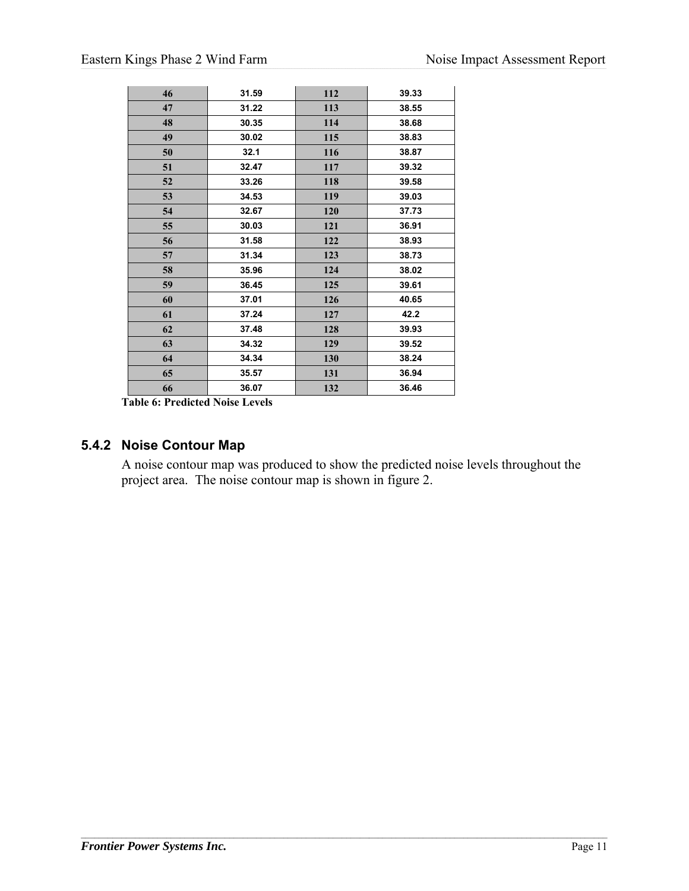| 46 | 31.59 | 112 | 39.33 |
| --- | --- | --- | --- |
| 47 | 31.22 | 113 | 38.55 |
| 48 | 30.35 | 114 | 38.68 |
| 49 | 30.02 | 115 | 38.83 |
| 50 | 32.1 | 116 | 38.87 |
| 51 | 32.47 | 117 | 39.32 |
| 52 | 33.26 | 118 | 39.58 |
| 53 | 34.53 | 119 | 39.03 |
| 54 | 32.67 | 120 | 37.73 |
| 55 | 30.03 | 121 | 36.91 |
| 56 | 31.58 | 122 | 38.93 |
| 57 | 31.34 | 123 | 38.73 |
| 58 | 35.96 | 124 | 38.02 |
| 59 | 36.45 | 125 | 39.61 |
| 60 | 37.01 | 126 | 40.65 |
| 61 | 37.24 | 127 | 42.2 |
| 62 | 37.48 | 128 | 39.93 |
| 63 | 34.32 | 129 | 39.52 |
| 64 | 34.34 | 130 | 38.24 |
| 65 | 35.57 | 131 | 36.94 |
| 66 | 36.07 | 132 | 36.46 |

**Table 6: Predicted Noise Levels**

### 5.4.2 Noise Contour Map

A noise contour map was produced to show the predicted noise levels throughout the project area. The noise contour map is shown in figure 2.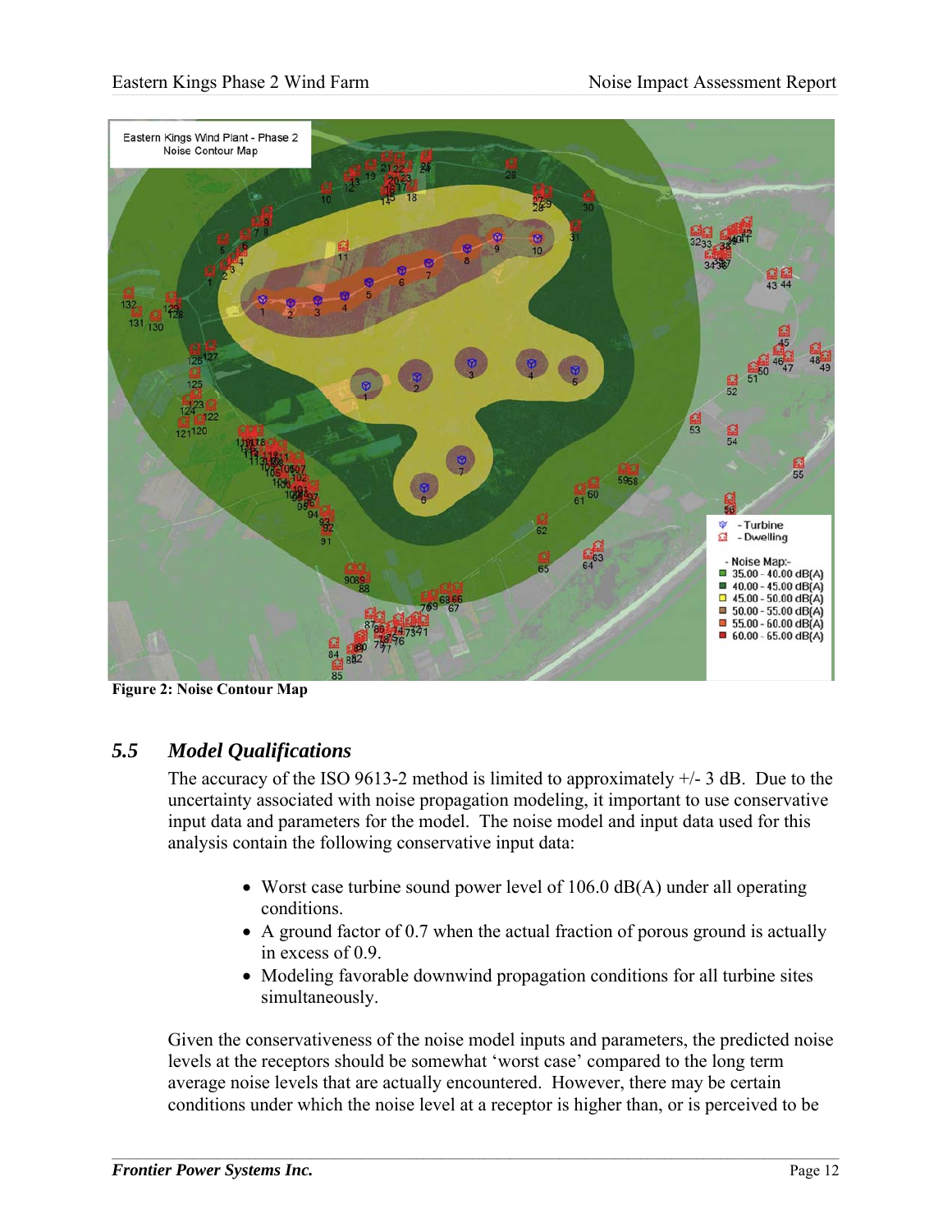**Figure 2: Noise Contour Map**

## 5.5 *Model Qualifications*

The accuracy of the ISO 9613-2 method is limited to approximately +/- 3 dB. Due to the uncertainty associated with noise propagation modeling, it important to use conservative input data and parameters for the model. The noise model and input data used for this analysis contain the following conservative input data:

- Worst case turbine sound power level of 106.0 dB(A) under all operating conditions.
- A ground factor of 0.7 when the actual fraction of porous ground is actually in excess of 0.9.
- Modeling favorable downwind propagation conditions for all turbine sites simultaneously.

Given the conservativeness of the noise model inputs and parameters, the predicted noise levels at the receptors should be somewhat 'worst case' compared to the long term average noise levels that are actually encountered. However, there may be certain conditions under which the noise level at a receptor is higher than, or is perceived to be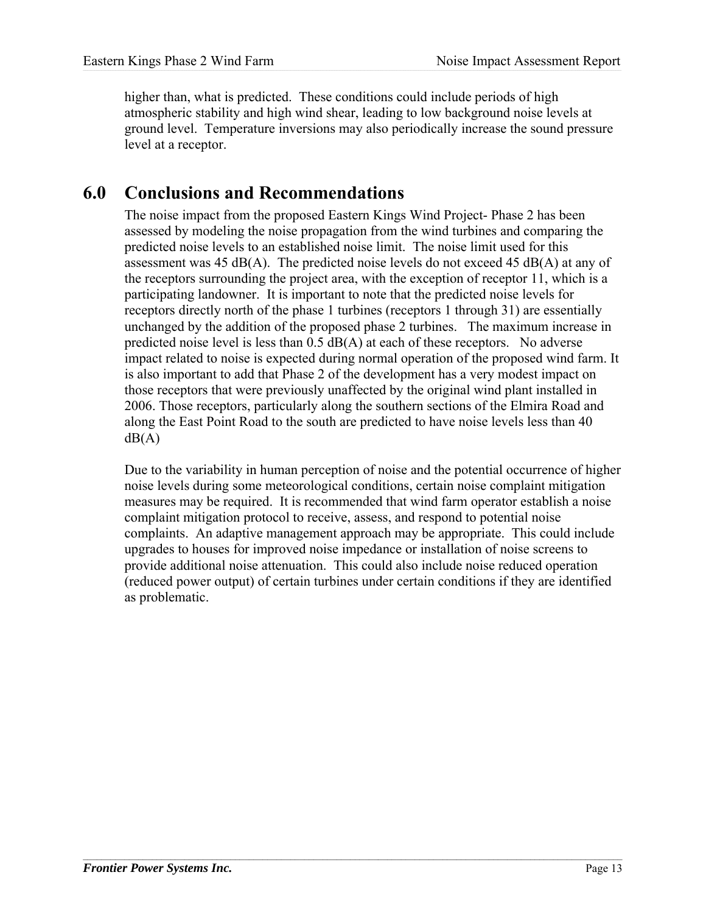higher than, what is predicted. These conditions could include periods of high atmospheric stability and high wind shear, leading to low background noise levels at ground level. Temperature inversions may also periodically increase the sound pressure level at a receptor.

## 6.0 Conclusions and Recommendations

The noise impact from the proposed Eastern Kings Wind Project- Phase 2 has been assessed by modeling the noise propagation from the wind turbines and comparing the predicted noise levels to an established noise limit. The noise limit used for this assessment was 45 dB(A). The predicted noise levels do not exceed 45 dB(A) at any of the receptors surrounding the project area, with the exception of receptor 11, which is a participating landowner. It is important to note that the predicted noise levels for receptors directly north of the phase 1 turbines (receptors 1 through 31) are essentially unchanged by the addition of the proposed phase 2 turbines. The maximum increase in predicted noise level is less than 0.5 dB(A) at each of these receptors. No adverse impact related to noise is expected during normal operation of the proposed wind farm. It is also important to add that Phase 2 of the development has a very modest impact on those receptors that were previously unaffected by the original wind plant installed in 2006. Those receptors, particularly along the southern sections of the Elmira Road and along the East Point Road to the south are predicted to have noise levels less than 40 dB(A)

Due to the variability in human perception of noise and the potential occurrence of higher noise levels during some meteorological conditions, certain noise complaint mitigation measures may be required. It is recommended that wind farm operator establish a noise complaint mitigation protocol to receive, assess, and respond to potential noise complaints. An adaptive management approach may be appropriate. This could include upgrades to houses for improved noise impedance or installation of noise screens to provide additional noise attenuation. This could also include noise reduced operation (reduced power output) of certain turbines under certain conditions if they are identified as problematic.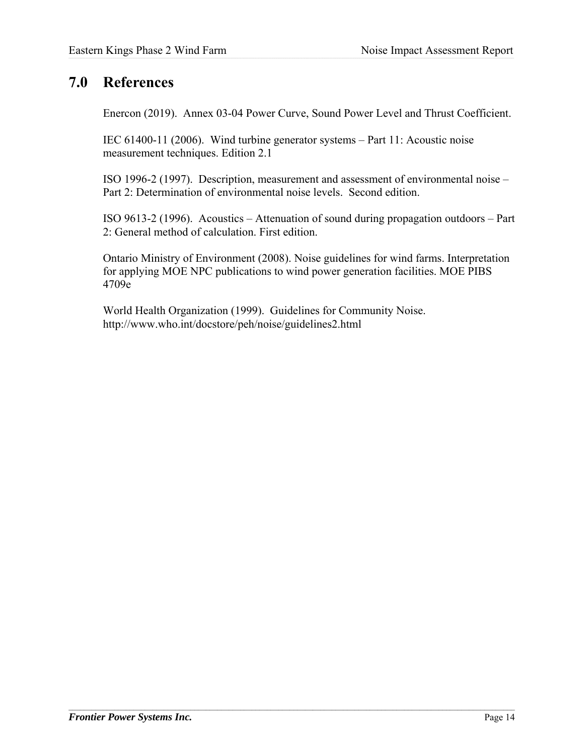# 7.0 References

Enercon (2019). Annex 03-04 Power Curve, Sound Power Level and Thrust Coefficient.

IEC 61400-11 (2006). Wind turbine generator systems – Part 11: Acoustic noise measurement techniques. Edition 2.1

ISO 1996-2 (1997). Description, measurement and assessment of environmental noise – Part 2: Determination of environmental noise levels. Second edition.

ISO 9613-2 (1996). Acoustics – Attenuation of sound during propagation outdoors – Part 2: General method of calculation. First edition.

Ontario Ministry of Environment (2008). Noise guidelines for wind farms. Interpretation for applying MOE NPC publications to wind power generation facilities. MOE PIBS 4709e

World Health Organization (1999). Guidelines for Community Noise. http://www.who.int/docstore/peh/noise/guidelines2.html